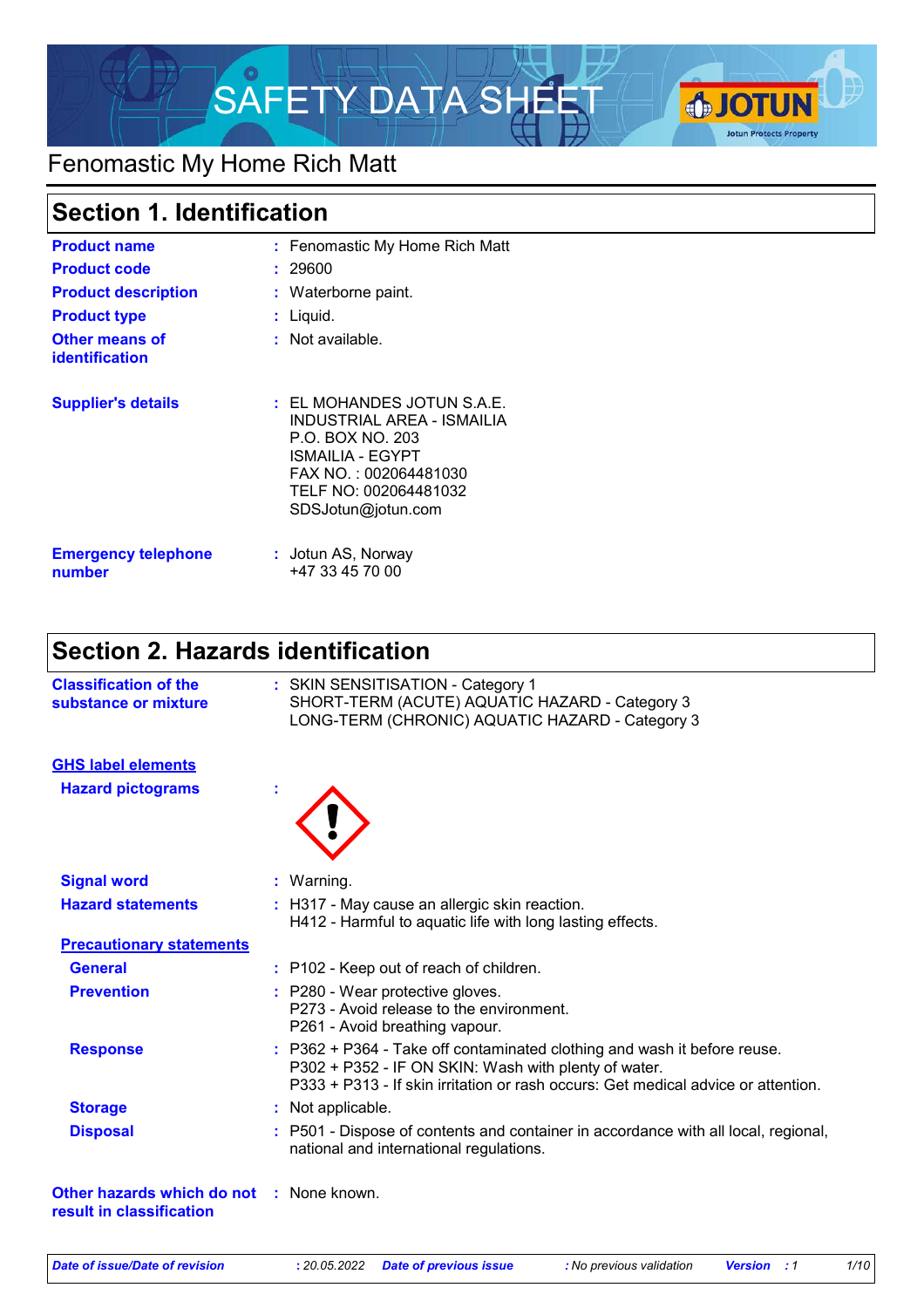# SAFETY DATA SHEET

Fenomastic My Home Rich Matt

## Section 1. Identification

| | | |
|---|---|---|
| **Product name** | : | Fenomastic My Home Rich Matt |
| **Product code** | : | 29600 |
| **Product description** | : | Waterborne paint. |
| **Product type** | : | Liquid. |
| **Other means of identification** | : | Not available. |
| **Supplier's details** | : | EL MOHANDES JOTUN S.A.E.<br>INDUSTRIAL AREA - ISMAILIA<br>P.O. BOX NO. 203<br>ISMAILIA - EGYPT<br>FAX NO. : 002064481030<br>TELF NO: 002064481032<br>SDSJotun@jotun.com |
| **Emergency telephone number** | : | Jotun AS, Norway<br>+47 33 45 70 00 |

## Section 2. Hazards identification

**Classification of the substance or mixture** : SKIN SENSITISATION - Category 1
SHORT-TERM (ACUTE) AQUATIC HAZARD - Category 3
LONG-TERM (CHRONIC) AQUATIC HAZARD - Category 3

**GHS label elements**

**Hazard pictograms** :

**Signal word** : Warning.

**Hazard statements** : H317 - May cause an allergic skin reaction.
H412 - Harmful to aquatic life with long lasting effects.

**Precautionary statements**

**General** : P102 - Keep out of reach of children.

**Prevention** : P280 - Wear protective gloves.
P273 - Avoid release to the environment.
P261 - Avoid breathing vapour.

**Response** : P362 + P364 - Take off contaminated clothing and wash it before reuse.
P302 + P352 - IF ON SKIN: Wash with plenty of water.
P333 + P313 - If skin irritation or rash occurs: Get medical advice or attention.

**Storage** : Not applicable.

**Disposal** : P501 - Dispose of contents and container in accordance with all local, regional, national and international regulations.

**Other hazards which do not result in classification** : None known.

*Date of issue/Date of revision* : 20.05.2022 *Date of previous issue* : No previous validation *Version* : 1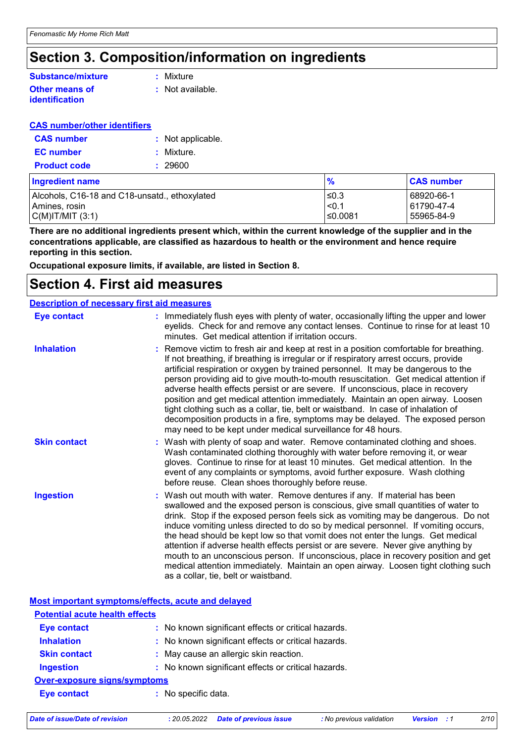# Section 3. Composition/information on ingredients

**Substance/mixture** : Mixture

**Other means of identification** : Not available.

**CAS number/other identifiers**

**CAS number** : Not applicable.

**EC number** : Mixture.

**Product code** : 29600

| Ingredient name | % | CAS number |
|---|---|---|
| Alcohols, C16-18 and C18-unsatd., ethoxylated | ≤0.3 | 68920-66-1 |
| Amines, rosin | <0.1 | 61790-47-4 |
| C(M)IT/MIT (3:1) | ≤0.0081 | 55965-84-9 |

**There are no additional ingredients present which, within the current knowledge of the supplier and in the concentrations applicable, are classified as hazardous to health or the environment and hence require reporting in this section.**

**Occupational exposure limits, if available, are listed in Section 8.**

# Section 4. First aid measures

**Description of necessary first aid measures**

**Eye contact** : Immediately flush eyes with plenty of water, occasionally lifting the upper and lower eyelids. Check for and remove any contact lenses. Continue to rinse for at least 10 minutes. Get medical attention if irritation occurs.

**Inhalation** : Remove victim to fresh air and keep at rest in a position comfortable for breathing. If not breathing, if breathing is irregular or if respiratory arrest occurs, provide artificial respiration or oxygen by trained personnel. It may be dangerous to the person providing aid to give mouth-to-mouth resuscitation. Get medical attention if adverse health effects persist or are severe. If unconscious, place in recovery position and get medical attention immediately. Maintain an open airway. Loosen tight clothing such as a collar, tie, belt or waistband. In case of inhalation of decomposition products in a fire, symptoms may be delayed. The exposed person may need to be kept under medical surveillance for 48 hours.

**Skin contact** : Wash with plenty of soap and water. Remove contaminated clothing and shoes. Wash contaminated clothing thoroughly with water before removing it, or wear gloves. Continue to rinse for at least 10 minutes. Get medical attention. In the event of any complaints or symptoms, avoid further exposure. Wash clothing before reuse. Clean shoes thoroughly before reuse.

**Ingestion** : Wash out mouth with water. Remove dentures if any. If material has been swallowed and the exposed person is conscious, give small quantities of water to drink. Stop if the exposed person feels sick as vomiting may be dangerous. Do not induce vomiting unless directed to do so by medical personnel. If vomiting occurs, the head should be kept low so that vomit does not enter the lungs. Get medical attention if adverse health effects persist or are severe. Never give anything by mouth to an unconscious person. If unconscious, place in recovery position and get medical attention immediately. Maintain an open airway. Loosen tight clothing such as a collar, tie, belt or waistband.

**Most important symptoms/effects, acute and delayed**

**Potential acute health effects**

**Eye contact** : No known significant effects or critical hazards.

**Inhalation** : No known significant effects or critical hazards.

**Skin contact** : May cause an allergic skin reaction.

**Ingestion** : No known significant effects or critical hazards.

**Over-exposure signs/symptoms**

**Eye contact** : No specific data.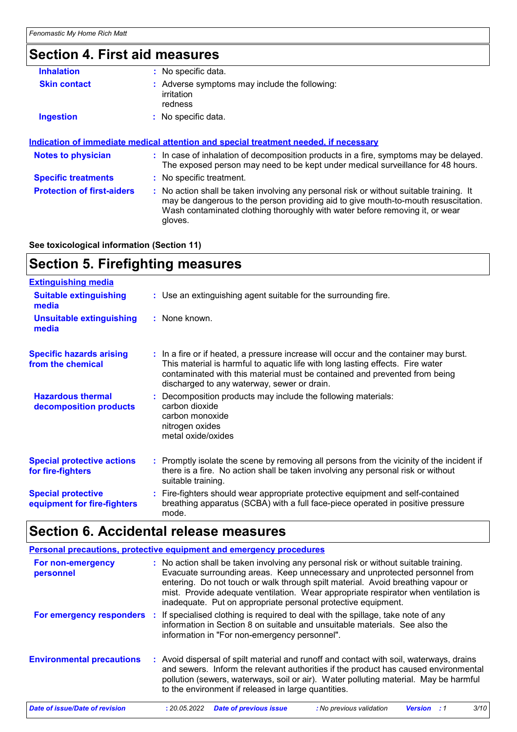## Section 4. First aid measures

| | |
|---|---|
| **Inhalation** | No specific data. |
| **Skin contact** | Adverse symptoms may include the following:<br>irritation<br>redness |
| **Ingestion** | No specific data. |

**Indication of immediate medical attention and special treatment needed, if necessary**

| | |
|---|---|
| **Notes to physician** | In case of inhalation of decomposition products in a fire, symptoms may be delayed. The exposed person may need to be kept under medical surveillance for 48 hours. |
| **Specific treatments** | No specific treatment. |
| **Protection of first-aiders** | No action shall be taken involving any personal risk or without suitable training. It may be dangerous to the person providing aid to give mouth-to-mouth resuscitation. Wash contaminated clothing thoroughly with water before removing it, or wear gloves. |

**See toxicological information (Section 11)**

## Section 5. Firefighting measures

**Extinguishing media**

| | |
|---|---|
| **Suitable extinguishing media** | Use an extinguishing agent suitable for the surrounding fire. |
| **Unsuitable extinguishing media** | None known. |
| **Specific hazards arising from the chemical** | In a fire or if heated, a pressure increase will occur and the container may burst. This material is harmful to aquatic life with long lasting effects. Fire water contaminated with this material must be contained and prevented from being discharged to any waterway, sewer or drain. |
| **Hazardous thermal decomposition products** | Decomposition products may include the following materials:<br>carbon dioxide<br>carbon monoxide<br>nitrogen oxides<br>metal oxide/oxides |
| **Special protective actions for fire-fighters** | Promptly isolate the scene by removing all persons from the vicinity of the incident if there is a fire. No action shall be taken involving any personal risk or without suitable training. |
| **Special protective equipment for fire-fighters** | Fire-fighters should wear appropriate protective equipment and self-contained breathing apparatus (SCBA) with a full face-piece operated in positive pressure mode. |

## Section 6. Accidental release measures

**Personal precautions, protective equipment and emergency procedures**

| | |
|---|---|
| **For non-emergency personnel** | No action shall be taken involving any personal risk or without suitable training. Evacuate surrounding areas. Keep unnecessary and unprotected personnel from entering. Do not touch or walk through spilt material. Avoid breathing vapour or mist. Provide adequate ventilation. Wear appropriate respirator when ventilation is inadequate. Put on appropriate personal protective equipment. |
| **For emergency responders** | If specialised clothing is required to deal with the spillage, take note of any information in Section 8 on suitable and unsuitable materials. See also the information in "For non-emergency personnel". |
| **Environmental precautions** | Avoid dispersal of spilt material and runoff and contact with soil, waterways, drains and sewers. Inform the relevant authorities if the product has caused environmental pollution (sewers, waterways, soil or air). Water polluting material. May be harmful to the environment if released in large quantities. |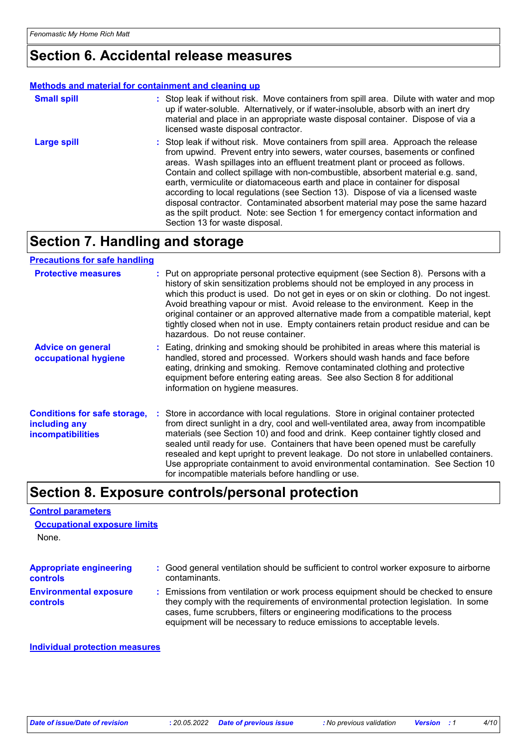## Section 6. Accidental release measures

### Methods and material for containment and cleaning up

**Small spill** : Stop leak if without risk. Move containers from spill area. Dilute with water and mop up if water-soluble. Alternatively, or if water-insoluble, absorb with an inert dry material and place in an appropriate waste disposal container. Dispose of via a licensed waste disposal contractor.

**Large spill** : Stop leak if without risk. Move containers from spill area. Approach the release from upwind. Prevent entry into sewers, water courses, basements or confined areas. Wash spillages into an effluent treatment plant or proceed as follows. Contain and collect spillage with non-combustible, absorbent material e.g. sand, earth, vermiculite or diatomaceous earth and place in container for disposal according to local regulations (see Section 13). Dispose of via a licensed waste disposal contractor. Contaminated absorbent material may pose the same hazard as the spilt product. Note: see Section 1 for emergency contact information and Section 13 for waste disposal.

## Section 7. Handling and storage

### Precautions for safe handling

**Protective measures** : Put on appropriate personal protective equipment (see Section 8). Persons with a history of skin sensitization problems should not be employed in any process in which this product is used. Do not get in eyes or on skin or clothing. Do not ingest. Avoid breathing vapour or mist. Avoid release to the environment. Keep in the original container or an approved alternative made from a compatible material, kept tightly closed when not in use. Empty containers retain product residue and can be hazardous. Do not reuse container.

**Advice on general occupational hygiene** : Eating, drinking and smoking should be prohibited in areas where this material is handled, stored and processed. Workers should wash hands and face before eating, drinking and smoking. Remove contaminated clothing and protective equipment before entering eating areas. See also Section 8 for additional information on hygiene measures.

**Conditions for safe storage, including any incompatibilities** : Store in accordance with local regulations. Store in original container protected from direct sunlight in a dry, cool and well-ventilated area, away from incompatible materials (see Section 10) and food and drink. Keep container tightly closed and sealed until ready for use. Containers that have been opened must be carefully resealed and kept upright to prevent leakage. Do not store in unlabelled containers. Use appropriate containment to avoid environmental contamination. See Section 10 for incompatible materials before handling or use.

## Section 8. Exposure controls/personal protection

### Control parameters

#### Occupational exposure limits

None.

**Appropriate engineering controls** : Good general ventilation should be sufficient to control worker exposure to airborne contaminants.

**Environmental exposure controls** : Emissions from ventilation or work process equipment should be checked to ensure they comply with the requirements of environmental protection legislation. In some cases, fume scrubbers, filters or engineering modifications to the process equipment will be necessary to reduce emissions to acceptable levels.

### Individual protection measures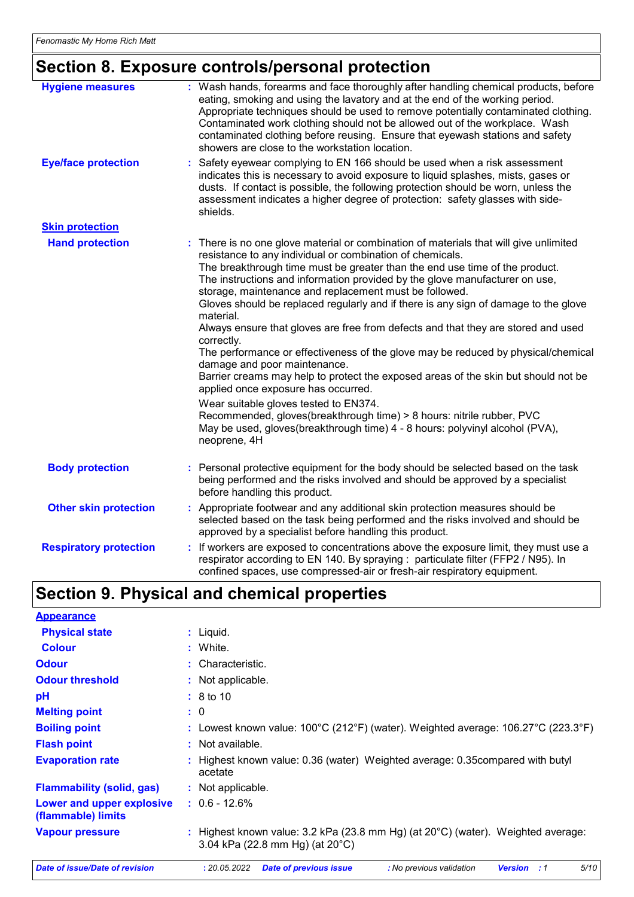# Section 8. Exposure controls/personal protection

**Hygiene measures** : Wash hands, forearms and face thoroughly after handling chemical products, before eating, smoking and using the lavatory and at the end of the working period. Appropriate techniques should be used to remove potentially contaminated clothing. Contaminated work clothing should not be allowed out of the workplace. Wash contaminated clothing before reusing. Ensure that eyewash stations and safety showers are close to the workstation location.

**Eye/face protection** : Safety eyewear complying to EN 166 should be used when a risk assessment indicates this is necessary to avoid exposure to liquid splashes, mists, gases or dusts. If contact is possible, the following protection should be worn, unless the assessment indicates a higher degree of protection: safety glasses with side-shields.

**Skin protection**

**Hand protection** : There is no one glove material or combination of materials that will give unlimited resistance to any individual or combination of chemicals.
The breakthrough time must be greater than the end use time of the product.
The instructions and information provided by the glove manufacturer on use, storage, maintenance and replacement must be followed.
Gloves should be replaced regularly and if there is any sign of damage to the glove material.
Always ensure that gloves are free from defects and that they are stored and used correctly.
The performance or effectiveness of the glove may be reduced by physical/chemical damage and poor maintenance.
Barrier creams may help to protect the exposed areas of the skin but should not be applied once exposure has occurred.

Wear suitable gloves tested to EN374.
Recommended, gloves(breakthrough time) > 8 hours: nitrile rubber, PVC
May be used, gloves(breakthrough time) 4 - 8 hours: polyvinyl alcohol (PVA), neoprene, 4H

**Body protection** : Personal protective equipment for the body should be selected based on the task being performed and the risks involved and should be approved by a specialist before handling this product.

**Other skin protection** : Appropriate footwear and any additional skin protection measures should be selected based on the task being performed and the risks involved and should be approved by a specialist before handling this product.

**Respiratory protection** : If workers are exposed to concentrations above the exposure limit, they must use a respirator according to EN 140. By spraying : particulate filter (FFP2 / N95). In confined spaces, use compressed-air or fresh-air respiratory equipment.

# Section 9. Physical and chemical properties

**Appearance**

**Physical state** : Liquid.

**Colour** : White.

**Odour** : Characteristic.

**Odour threshold** : Not applicable.

**pH** : 8 to 10

**Melting point** : 0

**Boiling point** : Lowest known value: 100°C (212°F) (water). Weighted average: 106.27°C (223.3°F)

**Flash point** : Not available.

**Evaporation rate** : Highest known value: 0.36 (water) Weighted average: 0.35compared with butyl acetate

**Flammability (solid, gas)** : Not applicable.

**Lower and upper explosive (flammable) limits** : 0.6 - 12.6%

**Vapour pressure** : Highest known value: 3.2 kPa (23.8 mm Hg) (at 20°C) (water). Weighted average: 3.04 kPa (22.8 mm Hg) (at 20°C)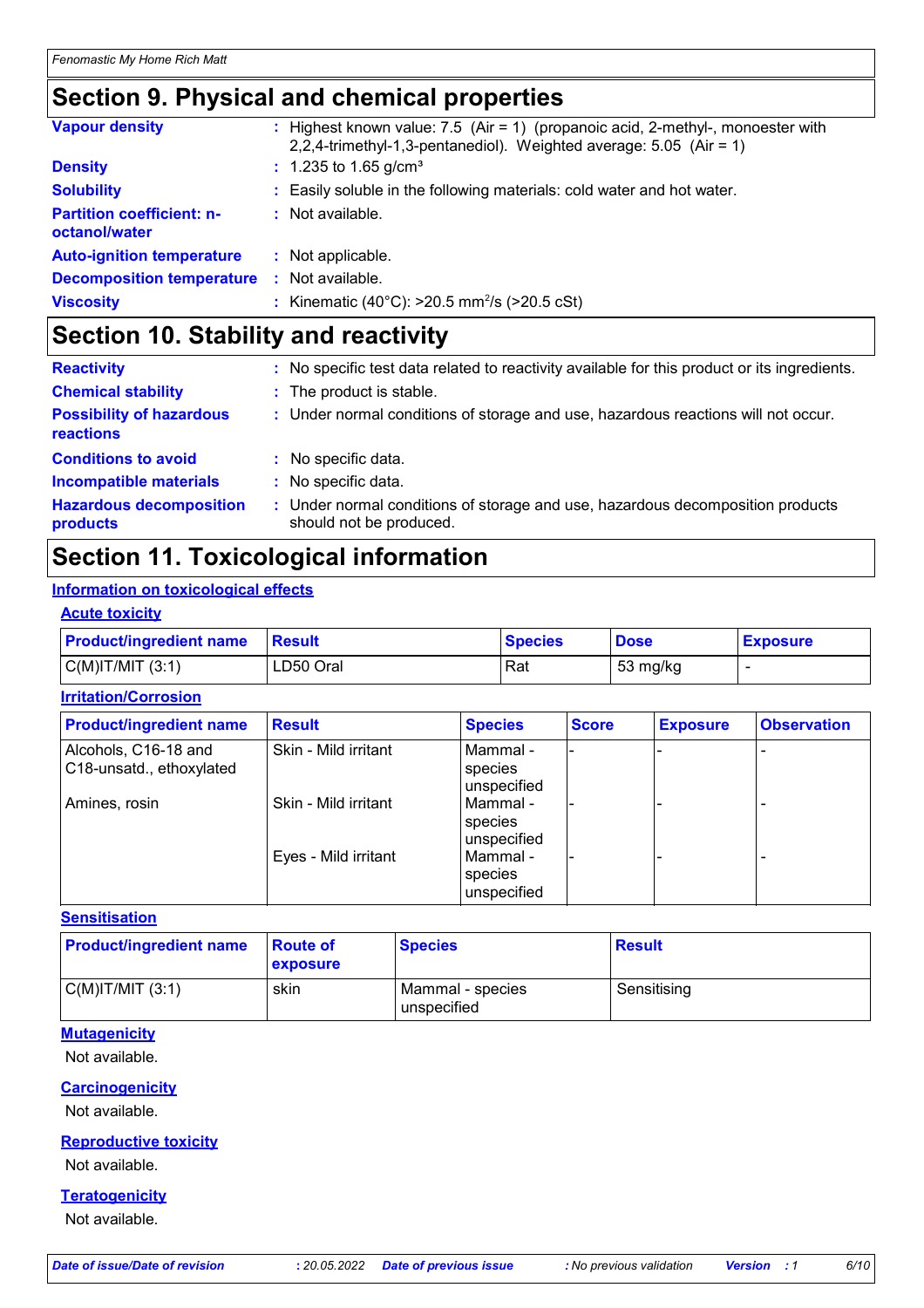## Section 9. Physical and chemical properties

**Vapour density** : Highest known value: 7.5 (Air = 1) (propanoic acid, 2-methyl-, monoester with 2,2,4-trimethyl-1,3-pentanediol). Weighted average: 5.05 (Air = 1)

**Density** : 1.235 to 1.65 g/cm³

**Solubility** : Easily soluble in the following materials: cold water and hot water.

**Partition coefficient: n-octanol/water** : Not available.

**Auto-ignition temperature** : Not applicable.

**Decomposition temperature** : Not available.

**Viscosity** : Kinematic (40°C): >20.5 $mm^2/s$ (>20.5 cSt)

## Section 10. Stability and reactivity

**Reactivity** : No specific test data related to reactivity available for this product or its ingredients.

**Chemical stability** : The product is stable.

**Possibility of hazardous reactions** : Under normal conditions of storage and use, hazardous reactions will not occur.

**Conditions to avoid** : No specific data.

**Incompatible materials** : No specific data.

**Hazardous decomposition products** : Under normal conditions of storage and use, hazardous decomposition products should not be produced.

## Section 11. Toxicological information

### Information on toxicological effects

#### Acute toxicity

| Product/ingredient name | Result | Species | Dose | Exposure |
|---|---|---|---|---|
| C(M)IT/MIT (3:1) | LD50 Oral | Rat | 53 mg/kg | - |

#### Irritation/Corrosion

| Product/ingredient name | Result | Species | Score | Exposure | Observation |
|---|---|---|---|---|---|
| Alcohols, C16-18 and C18-unsatd., ethoxylated | Skin - Mild irritant | Mammal - species unspecified | - | - | - |
| Amines, rosin | Skin - Mild irritant | Mammal - species unspecified | - | - | - |
| | Eyes - Mild irritant | Mammal - species unspecified | - | - | - |

#### Sensitisation

| Product/ingredient name | Route of exposure | Species | Result |
|---|---|---|---|
| C(M)IT/MIT (3:1) | skin | Mammal - species unspecified | Sensitising |

#### Mutagenicity

Not available.

#### Carcinogenicity

Not available.

#### Reproductive toxicity

Not available.

#### Teratogenicity

Not available.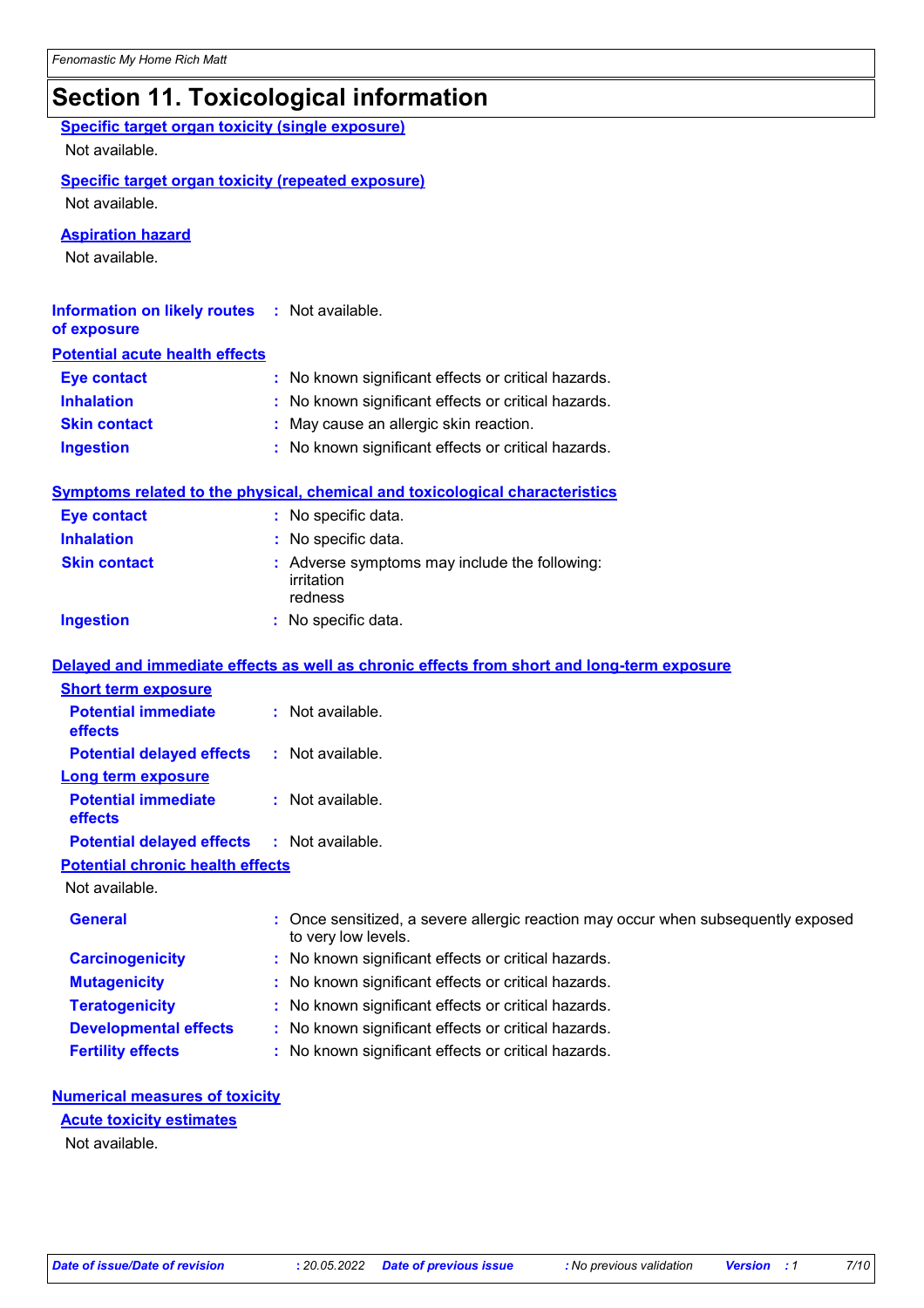## Section 11. Toxicological information

**Specific target organ toxicity (single exposure)**

Not available.

**Specific target organ toxicity (repeated exposure)**

Not available.

**Aspiration hazard**

Not available.

**Information on likely routes of exposure** : Not available.

**Potential acute health effects**

**Eye contact** : No known significant effects or critical hazards.

**Inhalation** : No known significant effects or critical hazards.

**Skin contact** : May cause an allergic skin reaction.

**Ingestion** : No known significant effects or critical hazards.

**Symptoms related to the physical, chemical and toxicological characteristics**

**Eye contact** : No specific data.

**Inhalation** : No specific data.

**Skin contact** : Adverse symptoms may include the following:
irritation
redness

**Ingestion** : No specific data.

**Delayed and immediate effects as well as chronic effects from short and long-term exposure**

**Short term exposure**

**Potential immediate effects** : Not available.

**Potential delayed effects** : Not available.

**Long term exposure**

**Potential immediate effects** : Not available.

**Potential delayed effects** : Not available.

**Potential chronic health effects**

Not available.

**General** : Once sensitized, a severe allergic reaction may occur when subsequently exposed to very low levels.

**Carcinogenicity** : No known significant effects or critical hazards.

**Mutagenicity** : No known significant effects or critical hazards.

**Teratogenicity** : No known significant effects or critical hazards.

**Developmental effects** : No known significant effects or critical hazards.

**Fertility effects** : No known significant effects or critical hazards.

**Numerical measures of toxicity**

**Acute toxicity estimates**

Not available.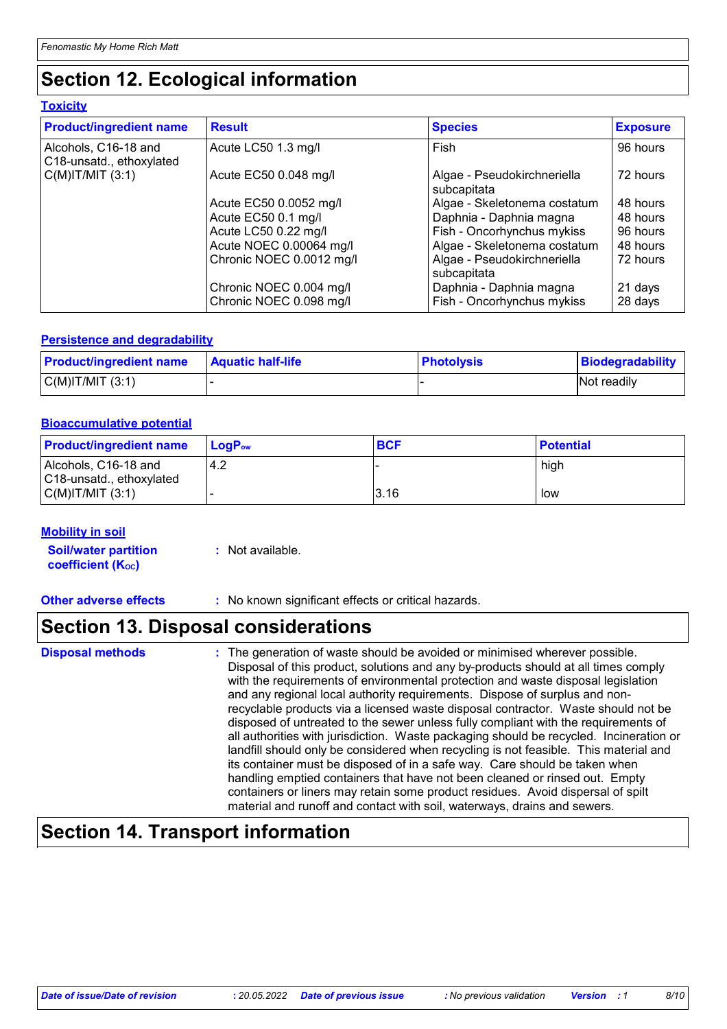## Section 12. Ecological information

### Toxicity

| Product/ingredient name | Result | Species | Exposure |
|---|---|---|---|
| Alcohols, C16-18 and C18-unsatd., ethoxylated | Acute LC50 1.3 mg/l | Fish | 96 hours |
| C(M)IT/MIT (3:1) | Acute EC50 0.048 mg/l | Algae - Pseudokirchneriella subcapitata | 72 hours |
| | Acute EC50 0.0052 mg/l | Algae - Skeletonema costatum | 48 hours |
| | Acute EC50 0.1 mg/l | Daphnia - Daphnia magna | 48 hours |
| | Acute LC50 0.22 mg/l | Fish - Oncorhynchus mykiss | 96 hours |
| | Acute NOEC 0.00064 mg/l | Algae - Skeletonema costatum | 48 hours |
| | Chronic NOEC 0.0012 mg/l | Algae - Pseudokirchneriella subcapitata | 72 hours |
| | Chronic NOEC 0.004 mg/l | Daphnia - Daphnia magna | 21 days |
| | Chronic NOEC 0.098 mg/l | Fish - Oncorhynchus mykiss | 28 days |

### Persistence and degradability

| Product/ingredient name | Aquatic half-life | Photolysis | Biodegradability |
|---|---|---|---|
| C(M)IT/MIT (3:1) | - | - | Not readily |

### Bioaccumulative potential

| Product/ingredient name | $LogP_{ow}$ | BCF | Potential |
|---|---|---|---|
| Alcohols, C16-18 and C18-unsatd., ethoxylated | 4.2 | - | high |
| C(M)IT/MIT (3:1) | - | 3.16 | low |

### Mobility in soil

**Soil/water partition coefficient ($K_{OC}$)** : Not available.

**Other adverse effects** : No known significant effects or critical hazards.

## Section 13. Disposal considerations

**Disposal methods** : The generation of waste should be avoided or minimised wherever possible. Disposal of this product, solutions and any by-products should at all times comply with the requirements of environmental protection and waste disposal legislation and any regional local authority requirements. Dispose of surplus and non-recyclable products via a licensed waste disposal contractor. Waste should not be disposed of untreated to the sewer unless fully compliant with the requirements of all authorities with jurisdiction. Waste packaging should be recycled. Incineration or landfill should only be considered when recycling is not feasible. This material and its container must be disposed of in a safe way. Care should be taken when handling emptied containers that have not been cleaned or rinsed out. Empty containers or liners may retain some product residues. Avoid dispersal of spilt material and runoff and contact with soil, waterways, drains and sewers.

## Section 14. Transport information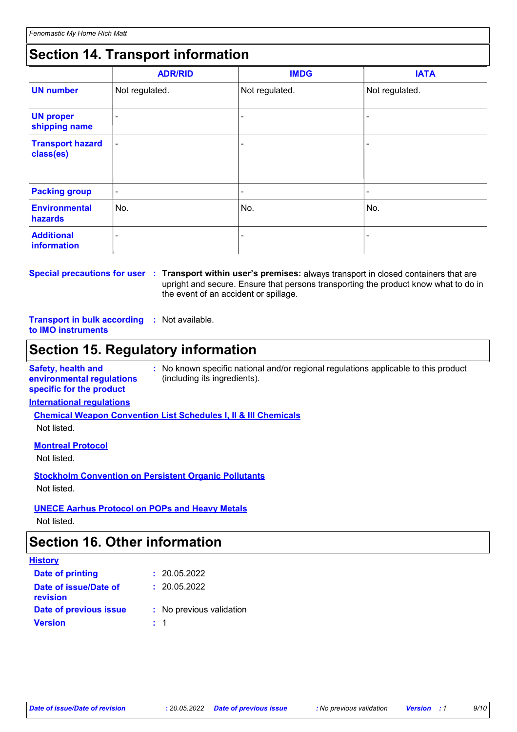## Section 14. Transport information

| | ADR/RID | IMDG | IATA |
|---|---|---|---|
| **UN number** | Not regulated. | Not regulated. | Not regulated. |
| **UN proper shipping name** | - | - | - |
| **Transport hazard class(es)** | - | - | - |
| **Packing group** | - | - | - |
| **Environmental hazards** | No. | No. | No. |
| **Additional information** | - | - | - |

**Special precautions for user** : **Transport within user's premises:** always transport in closed containers that are upright and secure. Ensure that persons transporting the product know what to do in the event of an accident or spillage.

**Transport in bulk according to IMO instruments** : Not available.

## Section 15. Regulatory information

**Safety, health and environmental regulations specific for the product** : No known specific national and/or regional regulations applicable to this product (including its ingredients).

**International regulations**

**Chemical Weapon Convention List Schedules I, II & III Chemicals**

Not listed.

**Montreal Protocol**

Not listed.

**Stockholm Convention on Persistent Organic Pollutants**

Not listed.

**UNECE Aarhus Protocol on POPs and Heavy Metals**

Not listed.

## Section 16. Other information

**History**

**Date of printing** : 20.05.2022

**Date of issue/Date of revision** : 20.05.2022

**Date of previous issue** : No previous validation

**Version** : 1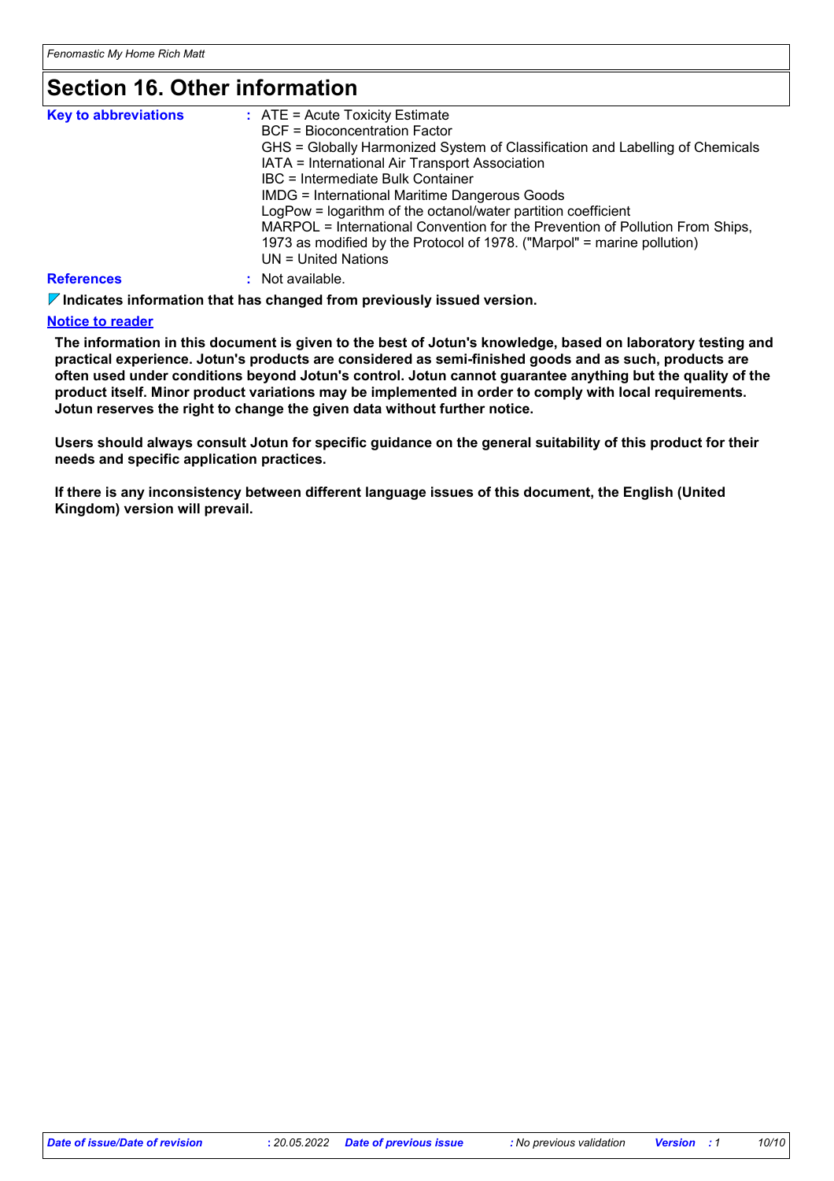# Section 16. Other information

**Key to abbreviations** : ATE = Acute Toxicity Estimate
BCF = Bioconcentration Factor
GHS = Globally Harmonized System of Classification and Labelling of Chemicals
IATA = International Air Transport Association
IBC = Intermediate Bulk Container
IMDG = International Maritime Dangerous Goods
LogPow = logarithm of the octanol/water partition coefficient
MARPOL = International Convention for the Prevention of Pollution From Ships, 1973 as modified by the Protocol of 1978. ("Marpol" = marine pollution)
UN = United Nations

**References** : Not available.

**Indicates information that has changed from previously issued version.**

**Notice to reader**

**The information in this document is given to the best of Jotun's knowledge, based on laboratory testing and practical experience. Jotun's products are considered as semi-finished goods and as such, products are often used under conditions beyond Jotun's control. Jotun cannot guarantee anything but the quality of the product itself. Minor product variations may be implemented in order to comply with local requirements. Jotun reserves the right to change the given data without further notice.**

**Users should always consult Jotun for specific guidance on the general suitability of this product for their needs and specific application practices.**

**If there is any inconsistency between different language issues of this document, the English (United Kingdom) version will prevail.**